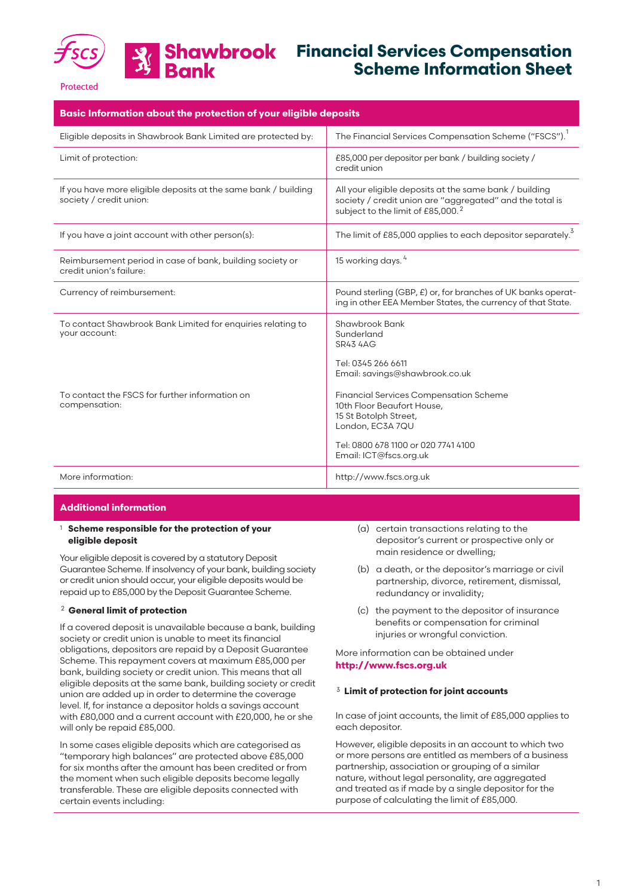Protected

# Financial Services Compensation Scheme Information Sheet

| Basic Information about the protection of your eligible deposits | |
|---|---|
| Eligible deposits in Shawbrook Bank Limited are protected by: | The Financial Services Compensation Scheme ("FSCS").[1] |
| Limit of protection: | £85,000 per depositor per bank / building society / credit union |
| If you have more eligible deposits at the same bank / building society / credit union: | All your eligible deposits at the same bank / building society / credit union are "aggregated" and the total is subject to the limit of £85,000.[2] |
| If you have a joint account with other person(s): | The limit of £85,000 applies to each depositor separately.[3] |
| Reimbursement period in case of bank, building society or credit union's failure: | 15 working days.[4] |
| Currency of reimbursement: | Pound sterling (GBP, £) or, for branches of UK banks operating in other EEA Member States, the currency of that State. |
| To contact Shawbrook Bank Limited for enquiries relating to your account: | Shawbrook Bank<br>Sunderland<br>SR43 4AG<br><br>Tel: 0345 266 6611<br>Email: savings@shawbrook.co.uk |
| To contact the FSCS for further information on compensation: | Financial Services Compensation Scheme<br>10th Floor Beaufort House,<br>15 St Botolph Street,<br>London, EC3A 7QU<br><br>Tel: 0800 678 1100 or 020 7741 4100<br>Email: ICT@fscs.org.uk |
| More information: | http://www.fscs.org.uk |

## Additional information

### [1] Scheme responsible for the protection of your eligible deposit

Your eligible deposit is covered by a statutory Deposit Guarantee Scheme. If insolvency of your bank, building society or credit union should occur, your eligible deposits would be repaid up to £85,000 by the Deposit Guarantee Scheme.

### [2] General limit of protection

If a covered deposit is unavailable because a bank, building society or credit union is unable to meet its financial obligations, depositors are repaid by a Deposit Guarantee Scheme. This repayment covers at maximum £85,000 per bank, building society or credit union. This means that all eligible deposits at the same bank, building society or credit union are added up in order to determine the coverage level. If, for instance a depositor holds a savings account with £80,000 and a current account with £20,000, he or she will only be repaid £85,000.

In some cases eligible deposits which are categorised as "temporary high balances" are protected above £85,000 for six months after the amount has been credited or from the moment when such eligible deposits become legally transferable. These are eligible deposits connected with certain events including:

(a) certain transactions relating to the depositor's current or prospective only or main residence or dwelling;

(b) a death, or the depositor's marriage or civil partnership, divorce, retirement, dismissal, redundancy or invalidity;

(c) the payment to the depositor of insurance benefits or compensation for criminal injuries or wrongful conviction.

More information can be obtained under **http://www.fscs.org.uk**

### [3] Limit of protection for joint accounts

In case of joint accounts, the limit of £85,000 applies to each depositor.

However, eligible deposits in an account to which two or more persons are entitled as members of a business partnership, association or grouping of a similar nature, without legal personality, are aggregated and treated as if made by a single depositor for the purpose of calculating the limit of £85,000.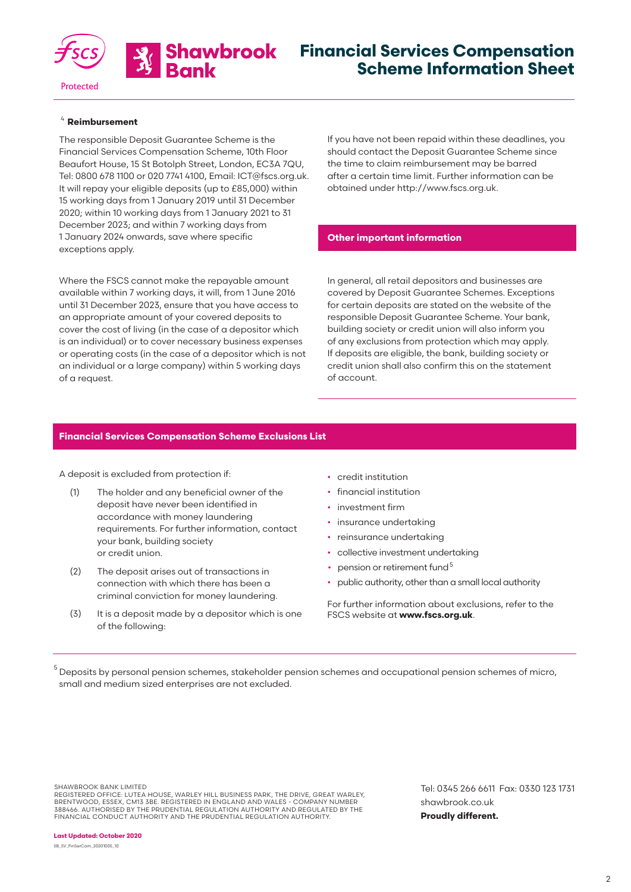# Financial Services Compensation Scheme Information Sheet

[4] **Reimbursement**

The responsible Deposit Guarantee Scheme is the Financial Services Compensation Scheme, 10th Floor Beaufort House, 15 St Botolph Street, London, EC3A 7QU, Tel: 0800 678 1100 or 020 7741 4100, Email: ICT@fscs.org.uk. It will repay your eligible deposits (up to £85,000) within 15 working days from 1 January 2019 until 31 December 2020; within 10 working days from 1 January 2021 to 31 December 2023; and within 7 working days from 1 January 2024 onwards, save where specific exceptions apply.

Where the FSCS cannot make the repayable amount available within 7 working days, it will, from 1 June 2016 until 31 December 2023, ensure that you have access to an appropriate amount of your covered deposits to cover the cost of living (in the case of a depositor which is an individual) or to cover necessary business expenses or operating costs (in the case of a depositor which is not an individual or a large company) within 5 working days of a request.

If you have not been repaid within these deadlines, you should contact the Deposit Guarantee Scheme since the time to claim reimbursement may be barred after a certain time limit. Further information can be obtained under http://www.fscs.org.uk.

## Other important information

In general, all retail depositors and businesses are covered by Deposit Guarantee Schemes. Exceptions for certain deposits are stated on the website of the responsible Deposit Guarantee Scheme. Your bank, building society or credit union will also inform you of any exclusions from protection which may apply. If deposits are eligible, the bank, building society or credit union shall also confirm this on the statement of account.

## Financial Services Compensation Scheme Exclusions List

A deposit is excluded from protection if:

(1) The holder and any beneficial owner of the deposit have never been identified in accordance with money laundering requirements. For further information, contact your bank, building society or credit union.

(2) The deposit arises out of transactions in connection with which there has been a criminal conviction for money laundering.

(3) It is a deposit made by a depositor which is one of the following:

- credit institution
- financial institution
- investment firm
- insurance undertaking
- reinsurance undertaking
- collective investment undertaking
- pension or retirement fund[5]
- public authority, other than a small local authority

For further information about exclusions, refer to the FSCS website at **www.fscs.org.uk**.

[5] Deposits by personal pension schemes, stakeholder pension schemes and occupational pension schemes of micro, small and medium sized enterprises are not excluded.

SHAWBROOK BANK LIMITED
REGISTERED OFFICE: LUTEA HOUSE, WARLEY HILL BUSINESS PARK, THE DRIVE, GREAT WARLEY, BRENTWOOD, ESSEX, CM13 3BE. REGISTERED IN ENGLAND AND WALES - COMPANY NUMBER 388466. AUTHORISED BY THE PRUDENTIAL REGULATION AUTHORITY AND REGULATED BY THE FINANCIAL CONDUCT AUTHORITY AND THE PRUDENTIAL REGULATION AUTHORITY.

Tel: 0345 266 6611 Fax: 0330 123 1731
shawbrook.co.uk
**Proudly different.**

**Last Updated: October 2020**
SB_SV_FinSerCom_20201005_10